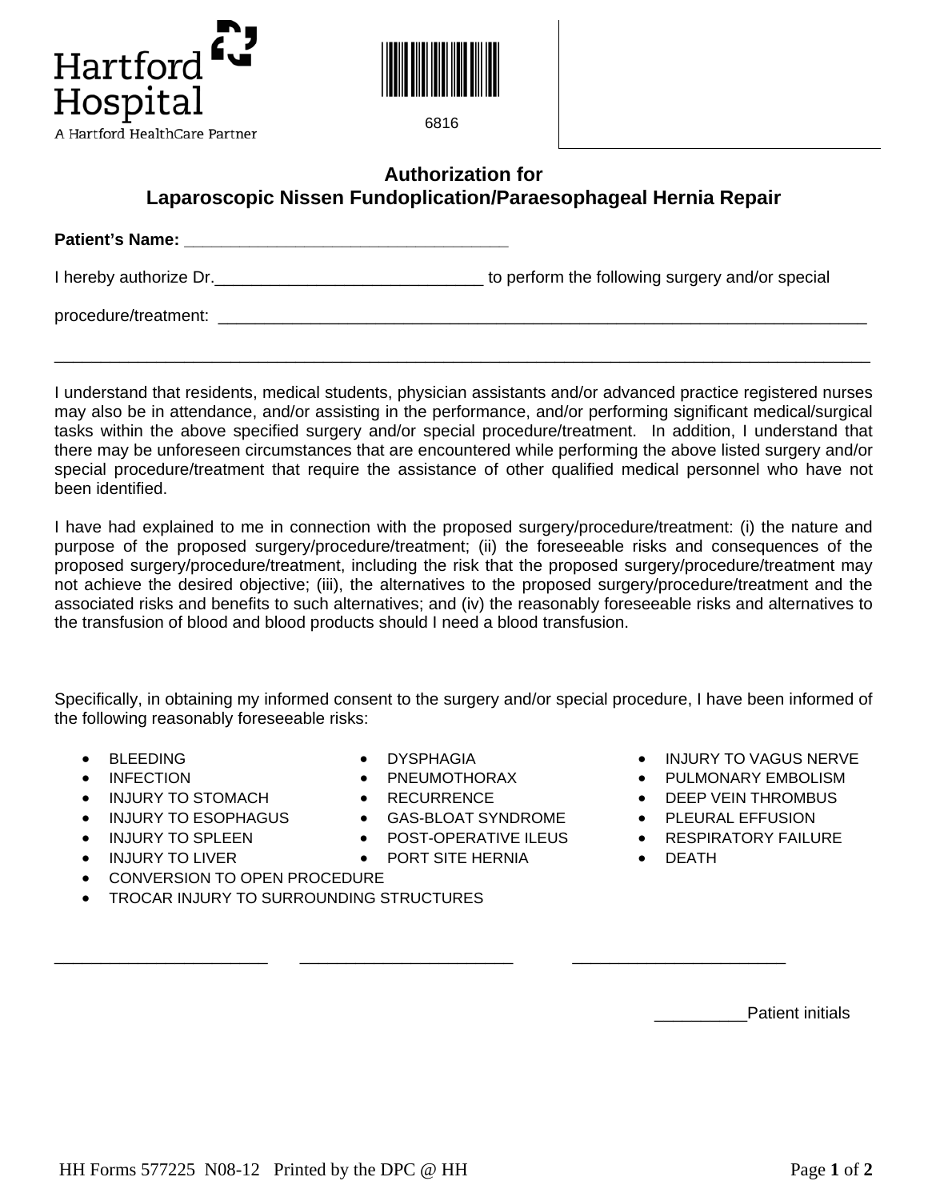Hartford Hospital

A Hartford HealthCare Partner

6816

# Authorization for
# Laparoscopic Nissen Fundoplication/Paraesophageal Hernia Repair

**Patient's Name: ___________________________________**

I hereby authorize Dr.______________________________ to perform the following surgery and/or special

procedure/treatment: ___________________________________________________________________________

_____________________________________________________________________________________________

I understand that residents, medical students, physician assistants and/or advanced practice registered nurses may also be in attendance, and/or assisting in the performance, and/or performing significant medical/surgical tasks within the above specified surgery and/or special procedure/treatment. In addition, I understand that there may be unforeseen circumstances that are encountered while performing the above listed surgery and/or special procedure/treatment that require the assistance of other qualified medical personnel who have not been identified.

I have had explained to me in connection with the proposed surgery/procedure/treatment: (i) the nature and purpose of the proposed surgery/procedure/treatment; (ii) the foreseeable risks and consequences of the proposed surgery/procedure/treatment, including the risk that the proposed surgery/procedure/treatment may not achieve the desired objective; (iii), the alternatives to the proposed surgery/procedure/treatment and the associated risks and benefits to such alternatives; and (iv) the reasonably foreseeable risks and alternatives to the transfusion of blood and blood products should I need a blood transfusion.

Specifically, in obtaining my informed consent to the surgery and/or special procedure, I have been informed of the following reasonably foreseeable risks:

- BLEEDING
- INFECTION
- INJURY TO STOMACH
- INJURY TO ESOPHAGUS
- INJURY TO SPLEEN
- INJURY TO LIVER
- DYSPHAGIA
- PNEUMOTHORAX
- RECURRENCE
- GAS-BLOAT SYNDROME
- POST-OPERATIVE ILEUS
- PORT SITE HERNIA
- INJURY TO VAGUS NERVE
- PULMONARY EMBOLISM
- DEEP VEIN THROMBUS
- PLEURAL EFFUSION
- RESPIRATORY FAILURE
- DEATH
- CONVERSION TO OPEN PROCEDURE
- TROCAR INJURY TO SURROUNDING STRUCTURES

_______________________ _______________________ _______________________

__________Patient initials

HH Forms 577225 N08-12 Printed by the DPC @ HH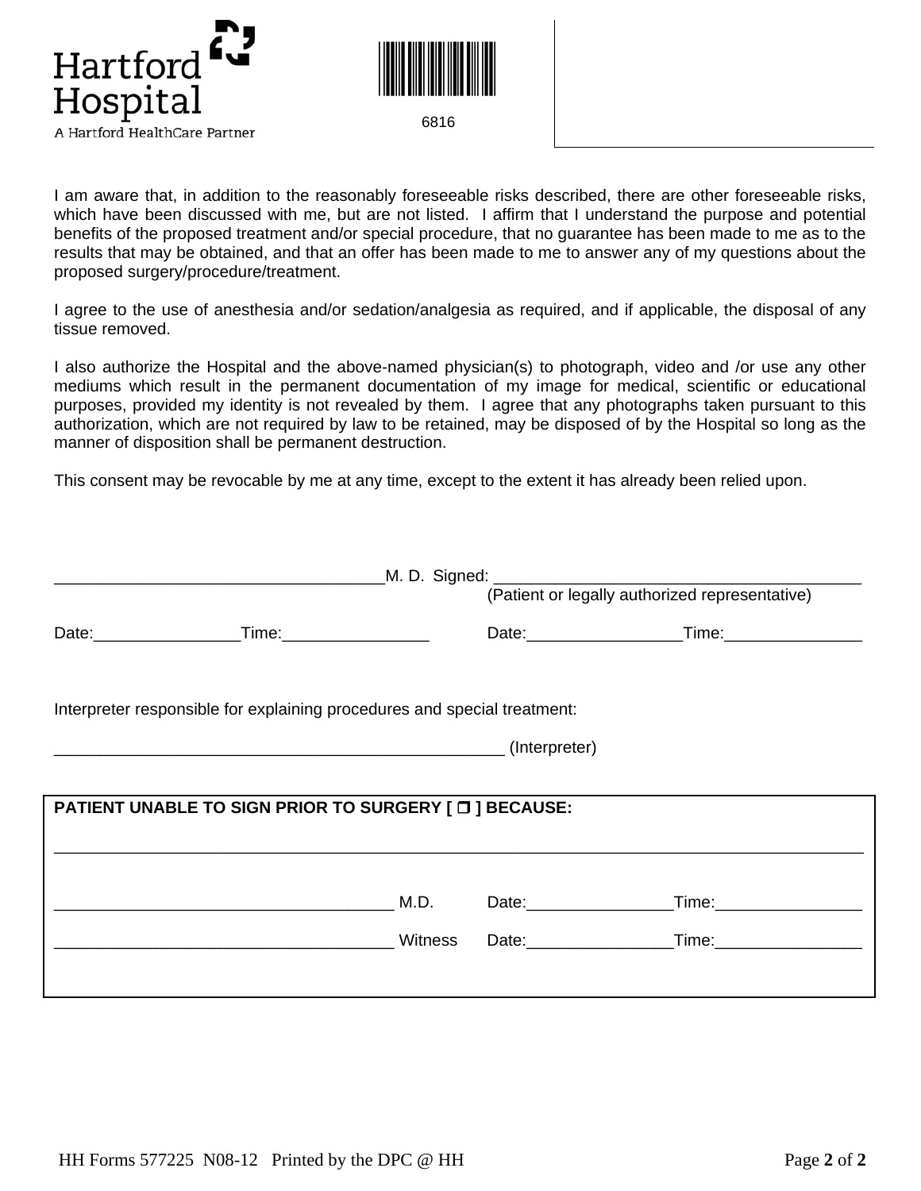Hartford Hospital
A Hartford HealthCare Partner

6816

I am aware that, in addition to the reasonably foreseeable risks described, there are other foreseeable risks, which have been discussed with me, but are not listed. I affirm that I understand the purpose and potential benefits of the proposed treatment and/or special procedure, that no guarantee has been made to me as to the results that may be obtained, and that an offer has been made to me to answer any of my questions about the proposed surgery/procedure/treatment.

I agree to the use of anesthesia and/or sedation/analgesia as required, and if applicable, the disposal of any tissue removed.

I also authorize the Hospital and the above-named physician(s) to photograph, video and /or use any other mediums which result in the permanent documentation of my image for medical, scientific or educational purposes, provided my identity is not revealed by them. I agree that any photographs taken pursuant to this authorization, which are not required by law to be retained, may be disposed of by the Hospital so long as the manner of disposition shall be permanent destruction.

This consent may be revocable by me at any time, except to the extent it has already been relied upon.

____________________________________M. D. Signed: ________________________________________
(Patient or legally authorized representative)

Date:________________Time:________________ Date:_________________Time:_______________

Interpreter responsible for explaining procedures and special treatment:

__________________________________________________ (Interpreter)

**PATIENT UNABLE TO SIGN PRIOR TO SURGERY [ ❒ ] BECAUSE:**

___________________________________________________________________________________________

_____________________________________ M.D. Date:________________Time:________________

_____________________________________ Witness Date:________________Time:________________

HH Forms 577225 N08-12 Printed by the DPC @ HH